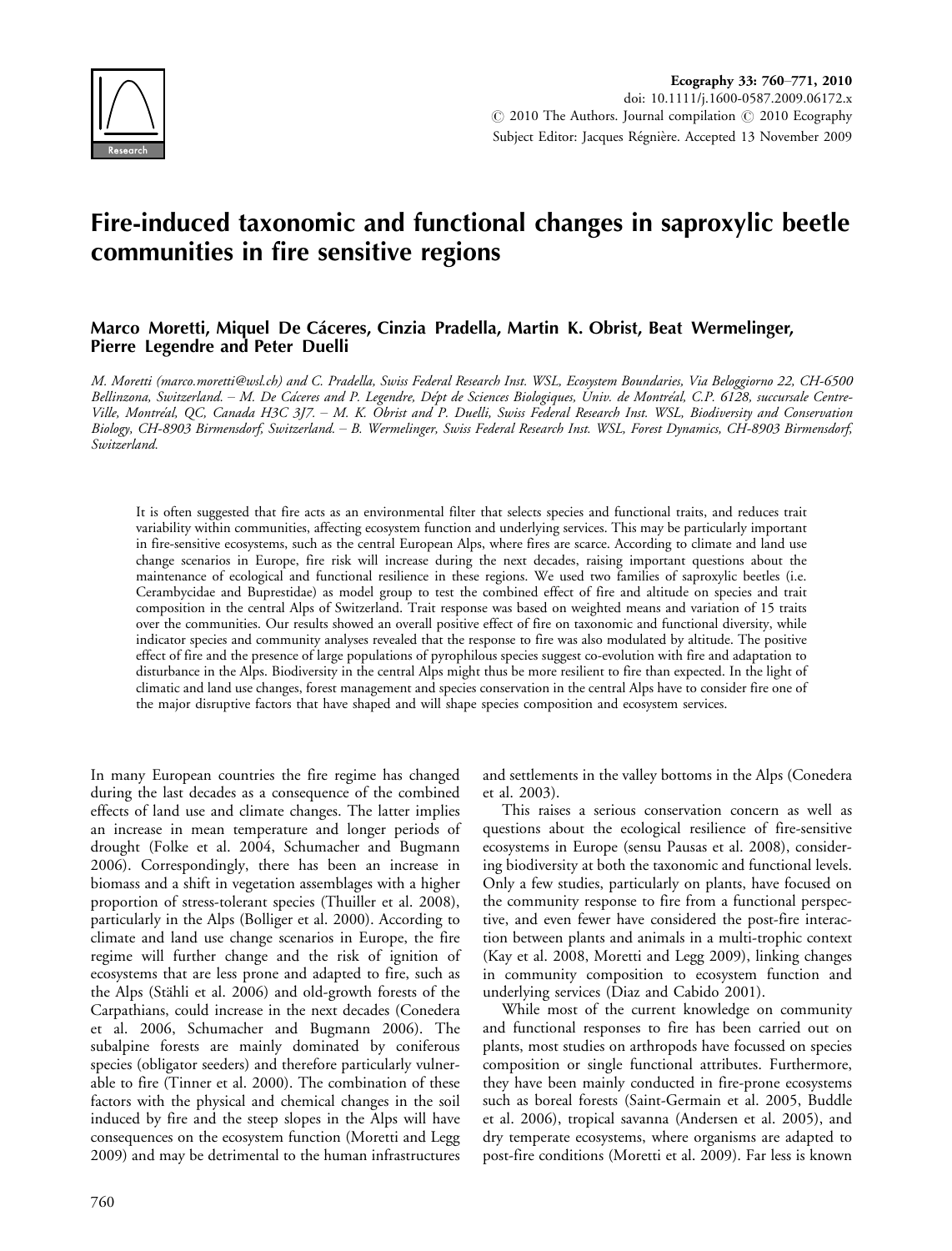Ecography 33: 760–771, 2010
doi: 10.1111/j.1600-0587.2009.06172.x
© 2010 The Authors. Journal compilation © 2010 Ecography
Subject Editor: Jacques Régnière. Accepted 13 November 2009

# Fire-induced taxonomic and functional changes in saproxylic beetle communities in fire sensitive regions

**Marco Moretti, Miquel De Cáceres, Cinzia Pradella, Martin K. Obrist, Beat Wermelinger, Pierre Legendre and Peter Duelli**

*M. Moretti (marco.moretti@wsl.ch) and C. Pradella, Swiss Federal Research Inst. WSL, Ecosystem Boundaries, Via Belogglorno 22, CH-6500 Bellinzona, Switzerland. – M. De Cáceres and P. Legendre, Dépt de Sciences Biologiques, Univ. de Montréal, C.P. 6128, succursale Centre-Ville, Montréal, QC, Canada H3C 3J7. – M. K. Obrist and P. Duelli, Swiss Federal Research Inst. WSL, Biodiversity and Conservation Biology, CH-8903 Birmensdorf, Switzerland. – B. Wermelinger, Swiss Federal Research Inst. WSL, Forest Dynamics, CH-8903 Birmensdorf, Switzerland.*

It is often suggested that fire acts as an environmental filter that selects species and functional traits, and reduces trait variability within communities, affecting ecosystem function and underlying services. This may be particularly important in fire-sensitive ecosystems, such as the central European Alps, where fires are scarce. According to climate and land use change scenarios in Europe, fire risk will increase during the next decades, raising important questions about the maintenance of ecological and functional resilience in these regions. We used two families of saproxylic beetles (i.e. Cerambycidae and Buprestidae) as model group to test the combined effect of fire and altitude on species and trait composition in the central Alps of Switzerland. Trait response was based on weighted means and variation of 15 traits over the communities. Our results showed an overall positive effect of fire on taxonomic and functional diversity, while indicator species and community analyses revealed that the response to fire was also modulated by altitude. The positive effect of fire and the presence of large populations of pyrophilous species suggest co-evolution with fire and adaptation to disturbance in the Alps. Biodiversity in the central Alps might thus be more resilient to fire than expected. In the light of climatic and land use changes, forest management and species conservation in the central Alps have to consider fire one of the major disruptive factors that have shaped and will shape species composition and ecosystem services.

In many European countries the fire regime has changed during the last decades as a consequence of the combined effects of land use and climate changes. The latter implies an increase in mean temperature and longer periods of drought (Folke et al. 2004, Schumacher and Bugmann 2006). Correspondingly, there has been an increase in biomass and a shift in vegetation assemblages with a higher proportion of stress-tolerant species (Thuiller et al. 2008), particularly in the Alps (Bolliger et al. 2000). According to climate and land use change scenarios in Europe, the fire regime will further change and the risk of ignition of ecosystems that are less prone and adapted to fire, such as the Alps (Stähli et al. 2006) and old-growth forests of the Carpathians, could increase in the next decades (Conedera et al. 2006, Schumacher and Bugmann 2006). The subalpine forests are mainly dominated by coniferous species (obligator seeders) and therefore particularly vulnerable to fire (Tinner et al. 2000). The combination of these factors with the physical and chemical changes in the soil induced by fire and the steep slopes in the Alps will have consequences on the ecosystem function (Moretti and Legg 2009) and may be detrimental to the human infrastructures and settlements in the valley bottoms in the Alps (Conedera et al. 2003).

This raises a serious conservation concern as well as questions about the ecological resilience of fire-sensitive ecosystems in Europe (sensu Pausas et al. 2008), considering biodiversity at both the taxonomic and functional levels. Only a few studies, particularly on plants, have focused on the community response to fire from a functional perspective, and even fewer have considered the post-fire interaction between plants and animals in a multi-trophic context (Kay et al. 2008, Moretti and Legg 2009), linking changes in community composition to ecosystem function and underlying services (Diaz and Cabido 2001).

While most of the current knowledge on community and functional responses to fire has been carried out on plants, most studies on arthropods have focussed on species composition or single functional attributes. Furthermore, they have been mainly conducted in fire-prone ecosystems such as boreal forests (Saint-Germain et al. 2005, Buddle et al. 2006), tropical savanna (Andersen et al. 2005), and dry temperate ecosystems, where organisms are adapted to post-fire conditions (Moretti et al. 2009). Far less is known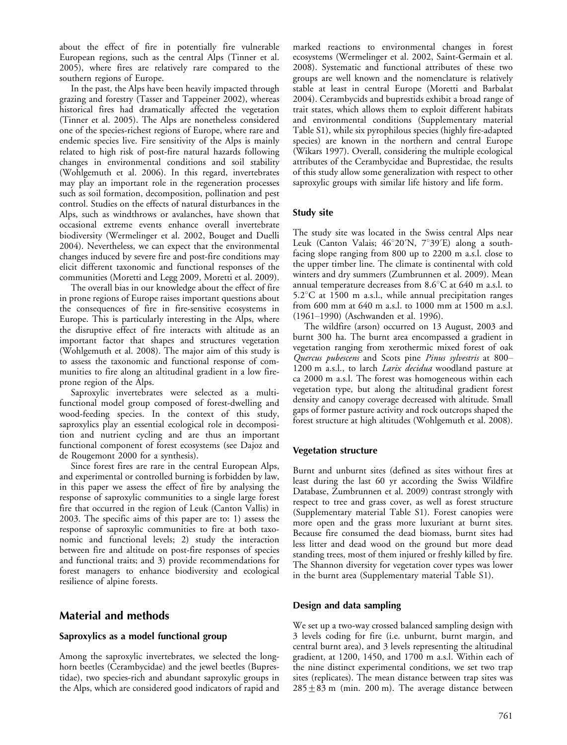about the effect of fire in potentially fire vulnerable European regions, such as the central Alps (Tinner et al. 2005), where fires are relatively rare compared to the southern regions of Europe.

In the past, the Alps have been heavily impacted through grazing and forestry (Tasser and Tappeiner 2002), whereas historical fires had dramatically affected the vegetation (Tinner et al. 2005). The Alps are nonetheless considered one of the species-richest regions of Europe, where rare and endemic species live. Fire sensitivity of the Alps is mainly related to high risk of post-fire natural hazards following changes in environmental conditions and soil stability (Wohlgemuth et al. 2006). In this regard, invertebrates may play an important role in the regeneration processes such as soil formation, decomposition, pollination and pest control. Studies on the effects of natural disturbances in the Alps, such as windthrows or avalanches, have shown that occasional extreme events enhance overall invertebrate biodiversity (Wermelinger et al. 2002, Bouget and Duelli 2004). Nevertheless, we can expect that the environmental changes induced by severe fire and post-fire conditions may elicit different taxonomic and functional responses of the communities (Moretti and Legg 2009, Moretti et al. 2009).

The overall bias in our knowledge about the effect of fire in prone regions of Europe raises important questions about the consequences of fire in fire-sensitive ecosystems in Europe. This is particularly interesting in the Alps, where the disruptive effect of fire interacts with altitude as an important factor that shapes and structures vegetation (Wohlgemuth et al. 2008). The major aim of this study is to assess the taxonomic and functional response of communities to fire along an altitudinal gradient in a low fire-prone region of the Alps.

Saproxylic invertebrates were selected as a multifunctional model group composed of forest-dwelling and wood-feeding species. In the context of this study, saproxylics play an essential ecological role in decomposition and nutrient cycling and are thus an important functional component of forest ecosystems (see Dajoz and de Rougemont 2000 for a synthesis).

Since forest fires are rare in the central European Alps, and experimental or controlled burning is forbidden by law, in this paper we assess the effect of fire by analysing the response of saproxylic communities to a single large forest fire that occurred in the region of Leuk (Canton Vallis) in 2003. The specific aims of this paper are to: 1) assess the response of saproxylic communities to fire at both taxonomic and functional levels; 2) study the interaction between fire and altitude on post-fire responses of species and functional traits; and 3) provide recommendations for forest managers to enhance biodiversity and ecological resilience of alpine forests.

## Material and methods

### Saproxylics as a model functional group

Among the saproxylic invertebrates, we selected the longhorn beetles (Cerambycidae) and the jewel beetles (Buprestidae), two species-rich and abundant saproxylic groups in the Alps, which are considered good indicators of rapid and marked reactions to environmental changes in forest ecosystems (Wermelinger et al. 2002, Saint-Germain et al. 2008). Systematic and functional attributes of these two groups are well known and the nomenclature is relatively stable at least in central Europe (Moretti and Barbalat 2004). Cerambycids and buprestids exhibit a broad range of trait states, which allows them to exploit different habitats and environmental conditions (Supplementary material Table S1), while six pyrophilous species (highly fire-adapted species) are known in the northern and central Europe (Wikars 1997). Overall, considering the multiple ecological attributes of the Cerambycidae and Buprestidae, the results of this study allow some generalization with respect to other saproxylic groups with similar life history and life form.

### Study site

The study site was located in the Swiss central Alps near Leuk (Canton Valais; 46°20′N, 7°39′E) along a south-facing slope ranging from 800 up to 2200 m a.s.l. close to the upper timber line. The climate is continental with cold winters and dry summers (Zumbrunnen et al. 2009). Mean annual temperature decreases from 8.6°C at 640 m a.s.l. to 5.2°C at 1500 m a.s.l., while annual precipitation ranges from 600 mm at 640 m a.s.l. to 1000 mm at 1500 m a.s.l. (1961–1990) (Aschwanden et al. 1996).

The wildfire (arson) occurred on 13 August, 2003 and burnt 300 ha. The burnt area encompassed a gradient in vegetation ranging from xerothermic mixed forest of oak *Quercus pubescens* and Scots pine *Pinus sylvestris* at 800–1200 m a.s.l., to larch *Larix decidua* woodland pasture at ca 2000 m a.s.l. The forest was homogeneous within each vegetation type, but along the altitudinal gradient forest density and canopy coverage decreased with altitude. Small gaps of former pasture activity and rock outcrops shaped the forest structure at high altitudes (Wohlgemuth et al. 2008).

### Vegetation structure

Burnt and unburnt sites (defined as sites without fires at least during the last 60 yr according the Swiss Wildfire Database, Zumbrunnen et al. 2009) contrast strongly with respect to tree and grass cover, as well as forest structure (Supplementary material Table S1). Forest canopies were more open and the grass more luxuriant at burnt sites. Because fire consumed the dead biomass, burnt sites had less litter and dead wood on the ground but more dead standing trees, most of them injured or freshly killed by fire. The Shannon diversity for vegetation cover types was lower in the burnt area (Supplementary material Table S1).

### Design and data sampling

We set up a two-way crossed balanced sampling design with 3 levels coding for fire (i.e. unburnt, burnt margin, and central burnt area), and 3 levels representing the altitudinal gradient, at 1200, 1450, and 1700 m a.s.l. Within each of the nine distinct experimental conditions, we set two trap sites (replicates). The mean distance between trap sites was $285 \pm 83$ m (min. 200 m). The average distance between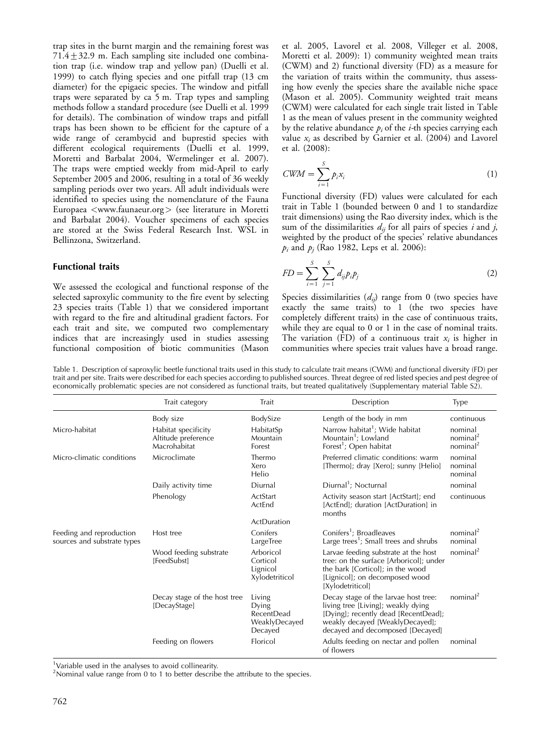trap sites in the burnt margin and the remaining forest was 71.4 ± 32.9 m. Each sampling site included one combination trap (i.e. window trap and yellow pan) (Duelli et al. 1999) to catch flying species and one pitfall trap (13 cm diameter) for the epigaeic species. The window and pitfall traps were separated by ca 5 m. Trap types and sampling methods follow a standard procedure (see Duelli et al. 1999 for details). The combination of window traps and pitfall traps has been shown to be efficient for the capture of a wide range of cerambycid and buprestid species with different ecological requirements (Duelli et al. 1999, Moretti and Barbalat 2004, Wermelinger et al. 2007). The traps were emptied weekly from mid-April to early September 2005 and 2006, resulting in a total of 36 weekly sampling periods over two years. All adult individuals were identified to species using the nomenclature of the Fauna Europaea <www.faunaeur.org> (see literature in Moretti and Barbalat 2004). Voucher specimens of each species are stored at the Swiss Federal Research Inst. WSL in Bellinzona, Switzerland.

## Functional traits

We assessed the ecological and functional response of the selected saproxylic community to the fire event by selecting 23 species traits (Table 1) that we considered important with regard to the fire and altitudinal gradient factors. For each trait and site, we computed two complementary indices that are increasingly used in studies assessing functional composition of biotic communities (Mason et al. 2005, Lavorel et al. 2008, Villeger et al. 2008, Moretti et al. 2009): 1) community weighted mean traits (CWM) and 2) functional diversity (FD) as a measure for the variation of traits within the community, thus assessing how evenly the species share the available niche space (Mason et al. 2005). Community weighted trait means (CWM) were calculated for each single trait listed in Table 1 as the mean of values present in the community weighted by the relative abundance $p_i$ of the $i$-th species carrying each value $x_i$ as described by Garnier et al. (2004) and Lavorel et al. (2008):

$$CWM = \sum_{i=1}^{S} p_i x_i \tag{1}$$

Functional diversity (FD) values were calculated for each trait in Table 1 (bounded between 0 and 1 to standardize trait dimensions) using the Rao diversity index, which is the sum of the dissimilarities $d_{ij}$ for all pairs of species $i$ and $j$, weighted by the product of the species' relative abundances $p_i$ and $p_j$ (Rao 1982, Leps et al. 2006):

$$FD = \sum_{i=1}^{S} \sum_{j=1}^{S} d_{ij} p_i p_j \tag{2}$$

Species dissimilarities ($d_{ij}$) range from 0 (two species have exactly the same traits) to 1 (the two species have completely different traits) in the case of continuous traits, while they are equal to 0 or 1 in the case of nominal traits. The variation (FD) of a continuous trait $x_i$ is higher in communities where species trait values have a broad range.

Table 1. Description of saproxylic beetle functional traits used in this study to calculate trait means (CWM) and functional diversity (FD) per trait and per site. Traits were described for each species according to published sources. Threat degree of red listed species and pest degree of economically problematic species are not considered as functional traits, but treated qualitatively (Supplementary material Table S2).

| | Trait category | Trait | Description | Type |
|---|---|---|---|---|
| | Body size | BodySize | Length of the body in mm | continuous |
| Micro-habitat | Habitat specificity | HabitatSp | Narrow habitat[1]; Wide habitat | nominal |
| | Altitude preference | Mountain | Mountain[1]; Lowland | nominal[2] |
| | Macrohabitat | Forest | Forest[1]; Open habitat | nominal[2] |
| Micro-climatic conditions | Microclimate | Thermo<br>Xero<br>Helio | Preferred climatic conditions: warm [Thermo]; dray [Xero]; sunny [Helio] | nominal<br>nominal<br>nominal |
| | Daily activity time | Diurnal | Diurnal[1]; Nocturnal | nominal |
| | Phenology | ActStart<br>ActEnd<br>ActDuration | Activity season start [ActStart]; end [ActEnd]; duration [ActDuration] in months | continuous |
| Feeding and reproduction sources and substrate types | Host tree | Conifers | Conifers[1]; Broadleaves | nominal[2] |
| | | LargeTree | Large trees[1]; Small trees and shrubs | nominal |
| | Wood feeding substrate [FeedSubst] | Arboricol<br>Corticol<br>Lignicol<br>Xylodetriticol | Larvae feeding substrate at the host tree: on the surface [Arboricol]; under the bark [Corticol]; in the wood [Lignicol]; on decomposed wood [Xylodetriticol] | nominal[2] |
| | Decay stage of the host tree [DecayStage] | Living<br>Dying<br>RecentDead<br>WeaklyDecayed<br>Decayed | Decay stage of the larvae host tree: living tree [Living]; weakly dying [Dying]; recently dead [RecentDead]; weakly decayed [WeaklyDecayed]; decayed and decomposed [Decayed] | nominal[2] |
| | Feeding on flowers | Floricol | Adults feeding on nectar and pollen of flowers | nominal |

[1]Variable used in the analyses to avoid collinearity.
[2]Nominal value range from 0 to 1 to better describe the attribute to the species.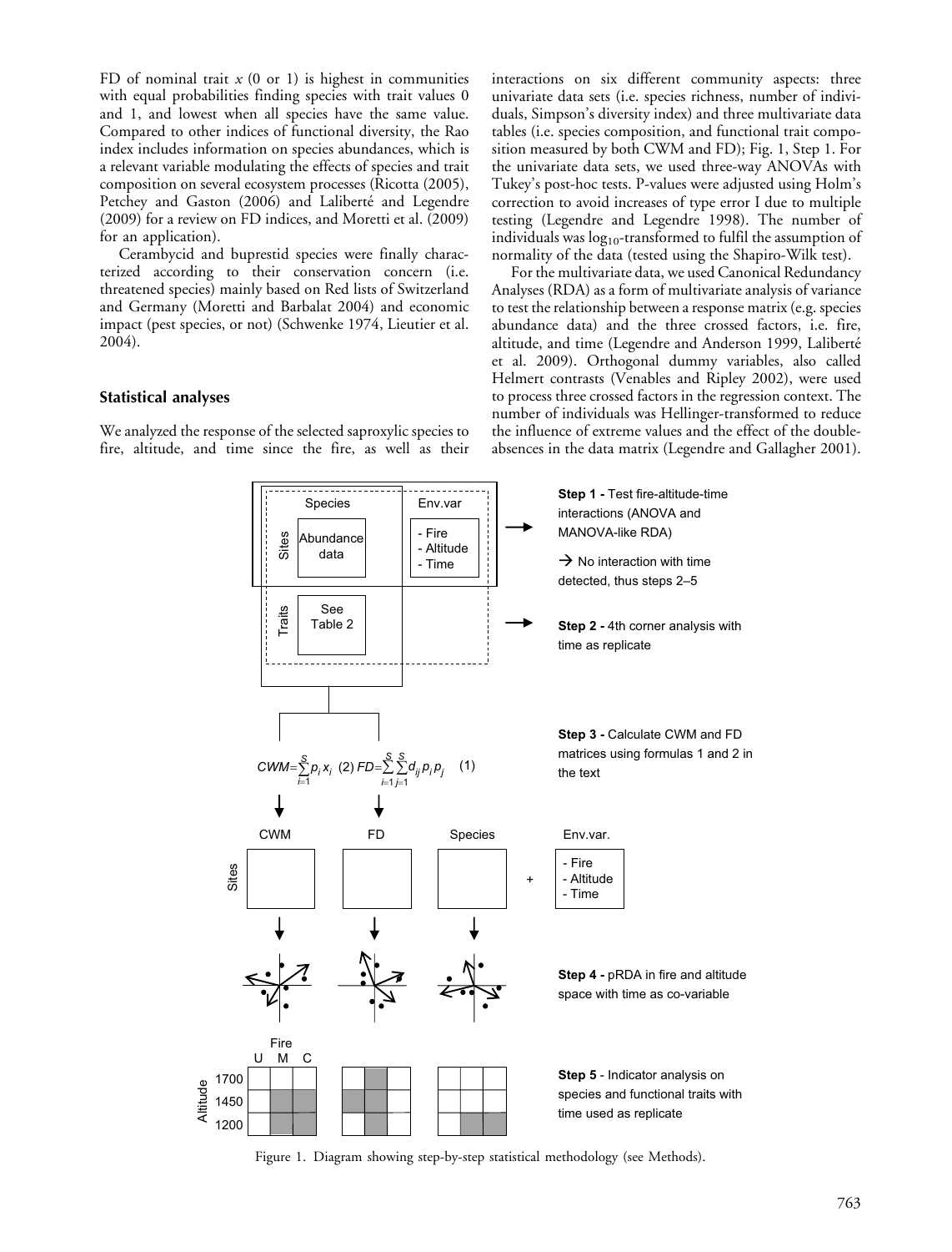FD of nominal trait $x$ (0 or 1) is highest in communities with equal probabilities finding species with trait values 0 and 1, and lowest when all species have the same value. Compared to other indices of functional diversity, the Rao index includes information on species abundances, which is a relevant variable modulating the effects of species and trait composition on several ecosystem processes (Ricotta (2005), Petchey and Gaston (2006) and Laliberté and Legendre (2009) for a review on FD indices, and Moretti et al. (2009) for an application).

Cerambycid and buprestid species were finally characterized according to their conservation concern (i.e. threatened species) mainly based on Red lists of Switzerland and Germany (Moretti and Barbalat 2004) and economic impact (pest species, or not) (Schwenke 1974, Lieutier et al. 2004).

## Statistical analyses

We analyzed the response of the selected saproxylic species to fire, altitude, and time since the fire, as well as their interactions on six different community aspects: three univariate data sets (i.e. species richness, number of individuals, Simpson's diversity index) and three multivariate data tables (i.e. species composition, and functional trait composition measured by both CWM and FD); Fig. 1, Step 1. For the univariate data sets, we used three-way ANOVAs with Tukey's post-hoc tests. P-values were adjusted using Holm's correction to avoid increases of type error I due to multiple testing (Legendre and Legendre 1998). The number of individuals was $\log_{10}$-transformed to fulfil the assumption of normality of the data (tested using the Shapiro-Wilk test).

For the multivariate data, we used Canonical Redundancy Analyses (RDA) as a form of multivariate analysis of variance to test the relationship between a response matrix (e.g. species abundance data) and the three crossed factors, i.e. fire, altitude, and time (Legendre and Anderson 1999, Laliberté et al. 2009). Orthogonal dummy variables, also called Helmert contrasts (Venables and Ripley 2002), were used to process three crossed factors in the regression context. The number of individuals was Hellinger-transformed to reduce the influence of extreme values and the effect of the double-absences in the data matrix (Legendre and Gallagher 2001).

$$CWM = \sum_{i=1}^{S} p_i x_i \quad (2) \qquad FD = \sum_{i=1}^{S}\sum_{j=1}^{S} d_{ij} p_i p_j \quad (1)$$

**Step 1 -** Test fire-altitude-time interactions (ANOVA and MANOVA-like RDA)

→ No interaction with time detected, thus steps 2–5

**Step 2 -** 4th corner analysis with time as replicate

**Step 3 -** Calculate CWM and FD matrices using formulas 1 and 2 in the text

**Step 4 -** pRDA in fire and altitude space with time as co-variable

**Step 5** - Indicator analysis on species and functional traits with time used as replicate

Figure 1. Diagram showing step-by-step statistical methodology (see Methods).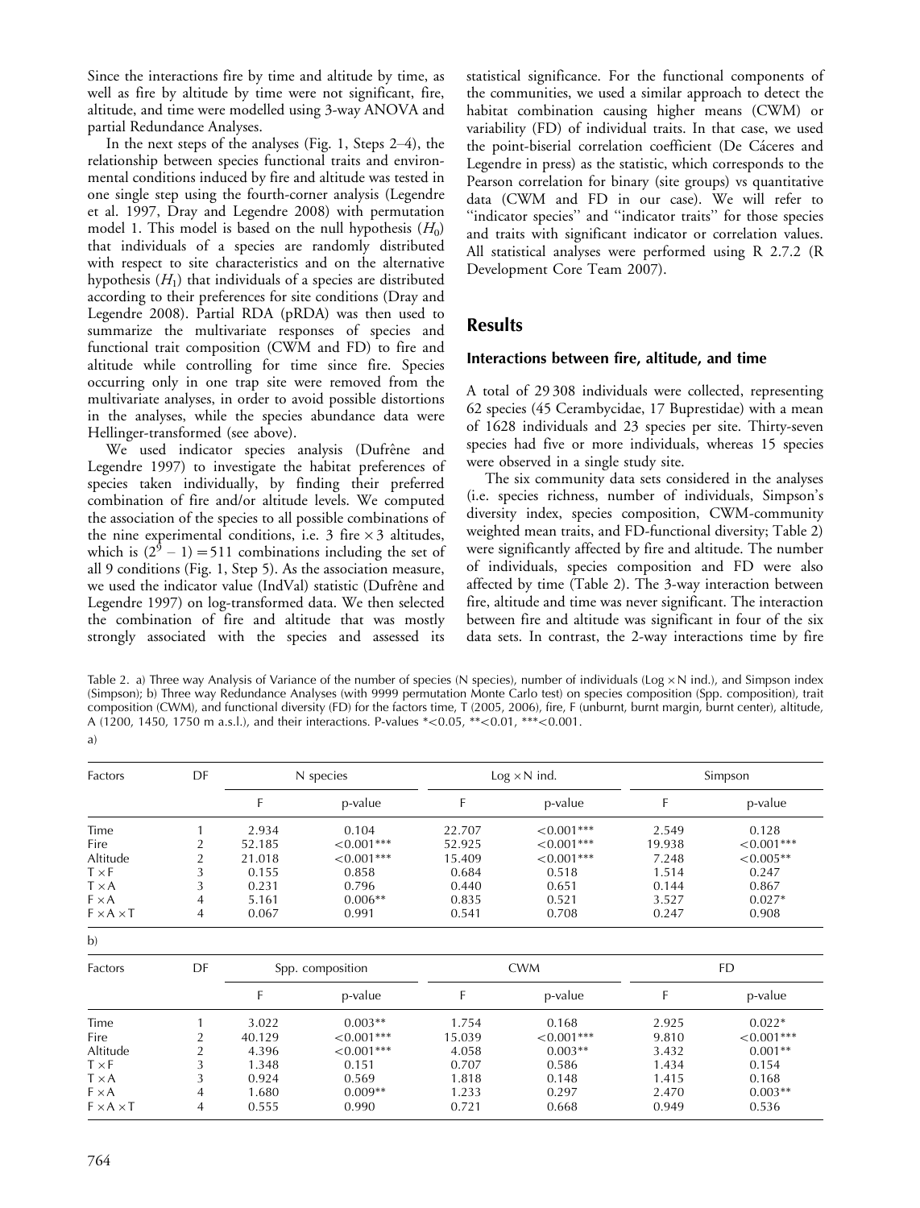Since the interactions fire by time and altitude by time, as well as fire by altitude by time were not significant, fire, altitude, and time were modelled using 3-way ANOVA and partial Redundance Analyses.

In the next steps of the analyses (Fig. 1, Steps 2–4), the relationship between species functional traits and environmental conditions induced by fire and altitude was tested in one single step using the fourth-corner analysis (Legendre et al. 1997, Dray and Legendre 2008) with permutation model 1. This model is based on the null hypothesis ($H_0$) that individuals of a species are randomly distributed with respect to site characteristics and on the alternative hypothesis ($H_1$) that individuals of a species are distributed according to their preferences for site conditions (Dray and Legendre 2008). Partial RDA (pRDA) was then used to summarize the multivariate responses of species and functional trait composition (CWM and FD) to fire and altitude while controlling for time since fire. Species occurring only in one trap site were removed from the multivariate analyses, in order to avoid possible distortions in the analyses, while the species abundance data were Hellinger-transformed (see above).

We used indicator species analysis (Dufrêne and Legendre 1997) to investigate the habitat preferences of species taken individually, by finding their preferred combination of fire and/or altitude levels. We computed the association of the species to all possible combinations of the nine experimental conditions, i.e. 3 fire $\times$ 3 altitudes, which is $(2^9 - 1) = 511$ combinations including the set of all 9 conditions (Fig. 1, Step 5). As the association measure, we used the indicator value (IndVal) statistic (Dufrêne and Legendre 1997) on log-transformed data. We then selected the combination of fire and altitude that was mostly strongly associated with the species and assessed its statistical significance. For the functional components of the communities, we used a similar approach to detect the habitat combination causing higher means (CWM) or variability (FD) of individual traits. In that case, we used the point-biserial correlation coefficient (De Cáceres and Legendre in press) as the statistic, which corresponds to the Pearson correlation for binary (site groups) vs quantitative data (CWM and FD in our case). We will refer to "indicator species" and "indicator traits" for those species and traits with significant indicator or correlation values. All statistical analyses were performed using R 2.7.2 (R Development Core Team 2007).

## Results

### Interactions between fire, altitude, and time

A total of 29 308 individuals were collected, representing 62 species (45 Cerambycidae, 17 Buprestidae) with a mean of 1628 individuals and 23 species per site. Thirty-seven species had five or more individuals, whereas 15 species were observed in a single study site.

The six community data sets considered in the analyses (i.e. species richness, number of individuals, Simpson's diversity index, species composition, CWM-community weighted mean traits, and FD-functional diversity; Table 2) were significantly affected by fire and altitude. The number of individuals, species composition and FD were also affected by time (Table 2). The 3-way interaction between fire, altitude and time was never significant. The interaction between fire and altitude was significant in four of the six data sets. In contrast, the 2-way interactions time by fire

Table 2. a) Three way Analysis of Variance of the number of species (N species), number of individuals (Log $\times$ N ind.), and Simpson index (Simpson); b) Three way Redundance Analyses (with 9999 permutation Monte Carlo test) on species composition (Spp. composition), trait composition (CWM), and functional diversity (FD) for the factors time, T (2005, 2006), fire, F (unburnt, burnt margin, burnt center), altitude, A (1200, 1450, 1750 m a.s.l.), and their interactions. P-values *<0.05, **<0.01, ***<0.001.

a)

| Factors | DF | N species | | Log $\times$ N ind. | | Simpson | |
|---|---|---|---|---|---|---|---|
| | | F | p-value | F | p-value | F | p-value |
| Time | 1 | 2.934 | 0.104 | 22.707 | <0.001*** | 2.549 | 0.128 |
| Fire | 2 | 52.185 | <0.001*** | 52.925 | <0.001*** | 19.938 | <0.001*** |
| Altitude | 2 | 21.018 | <0.001*** | 15.409 | <0.001*** | 7.248 | <0.005** |
| T $\times$ F | 3 | 0.155 | 0.858 | 0.684 | 0.518 | 1.514 | 0.247 |
| T $\times$ A | 3 | 0.231 | 0.796 | 0.440 | 0.651 | 0.144 | 0.867 |
| F $\times$ A | 4 | 5.161 | 0.006** | 0.835 | 0.521 | 3.527 | 0.027* |
| F $\times$ A $\times$ T | 4 | 0.067 | 0.991 | 0.541 | 0.708 | 0.247 | 0.908 |

b)

| Factors | DF | Spp. composition | | CWM | | FD | |
|---|---|---|---|---|---|---|---|
| | | F | p-value | F | p-value | F | p-value |
| Time | 1 | 3.022 | 0.003** | 1.754 | 0.168 | 2.925 | 0.022* |
| Fire | 2 | 40.129 | <0.001*** | 15.039 | <0.001*** | 9.810 | <0.001*** |
| Altitude | 2 | 4.396 | <0.001*** | 4.058 | 0.003** | 3.432 | 0.001** |
| T $\times$ F | 3 | 1.348 | 0.151 | 0.707 | 0.586 | 1.434 | 0.154 |
| T $\times$ A | 3 | 0.924 | 0.569 | 1.818 | 0.148 | 1.415 | 0.168 |
| F $\times$ A | 4 | 1.680 | 0.009** | 1.233 | 0.297 | 2.470 | 0.003** |
| F $\times$ A $\times$ T | 4 | 0.555 | 0.990 | 0.721 | 0.668 | 0.949 | 0.536 |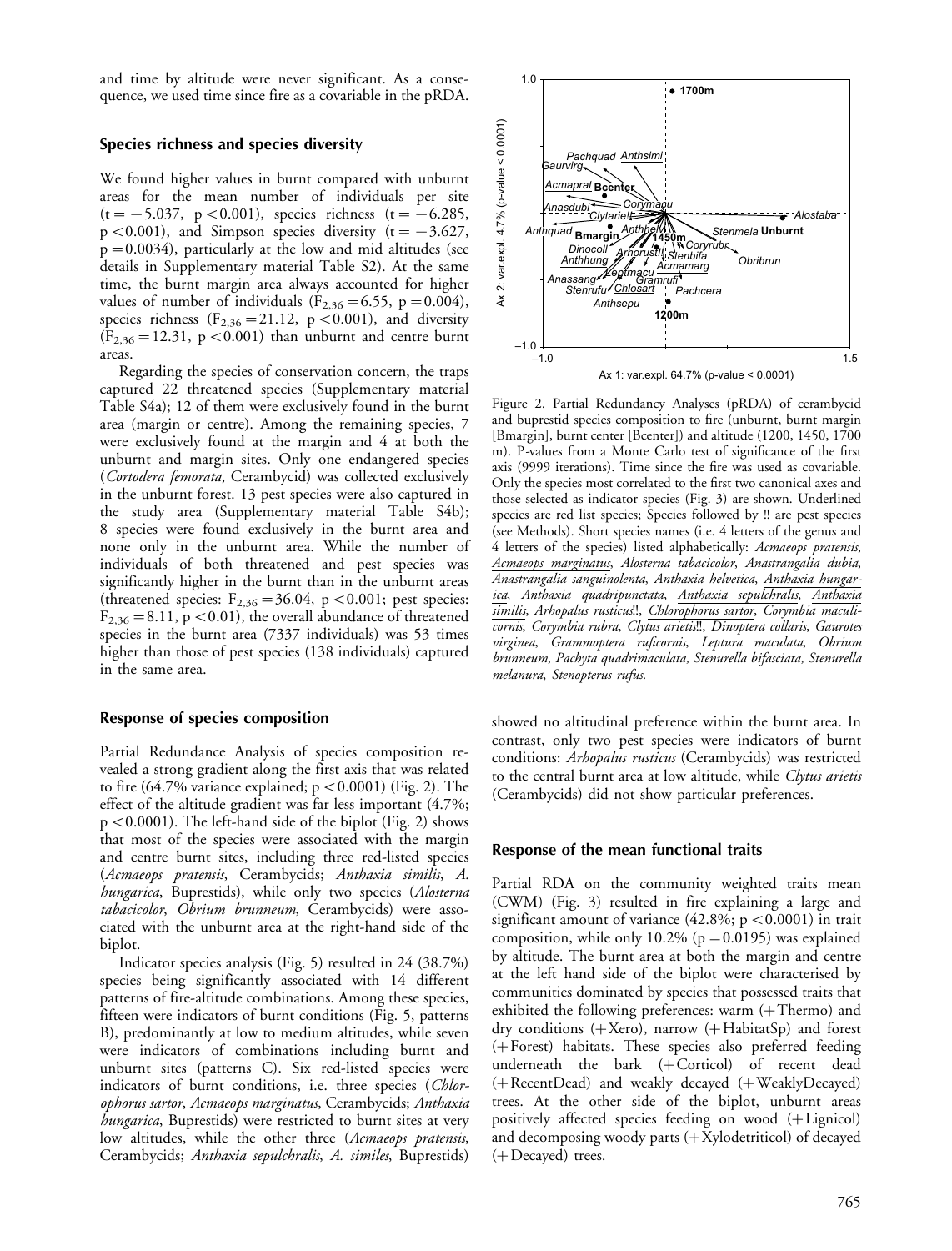and time by altitude were never significant. As a consequence, we used time since fire as a covariable in the pRDA.

## Species richness and species diversity

We found higher values in burnt compared with unburnt areas for the mean number of individuals per site ($t = -5.037$, $p < 0.001$), species richness ($t = -6.285$, $p < 0.001$), and Simpson species diversity ($t = -3.627$, $p = 0.0034$), particularly at the low and mid altitudes (see details in Supplementary material Table S2). At the same time, the burnt margin area always accounted for higher values of number of individuals ($F_{2,36} = 6.55$, $p = 0.004$), species richness ($F_{2,36} = 21.12$, $p < 0.001$), and diversity ($F_{2,36} = 12.31$, $p < 0.001$) than unburnt and centre burnt areas.

Regarding the species of conservation concern, the traps captured 22 threatened species (Supplementary material Table S4a); 12 of them were exclusively found in the burnt area (margin or centre). Among the remaining species, 7 were exclusively found at the margin and 4 at both the unburnt and margin sites. Only one endangered species (*Cortodera femorata*, Cerambycid) was collected exclusively in the unburnt forest. 13 pest species were also captured in the study area (Supplementary material Table S4b); 8 species were found exclusively in the burnt area and none only in the unburnt area. While the number of individuals of both threatened and pest species was significantly higher in the burnt than in the unburnt areas (threatened species: $F_{2,36} = 36.04$, $p < 0.001$; pest species: $F_{2,36} = 8.11$, $p < 0.01$), the overall abundance of threatened species in the burnt area (7337 individuals) was 53 times higher than those of pest species (138 individuals) captured in the same area.

## Response of species composition

Partial Redundance Analysis of species composition revealed a strong gradient along the first axis that was related to fire (64.7% variance explained; $p < 0.0001$) (Fig. 2). The effect of the altitude gradient was far less important (4.7%; $p < 0.0001$). The left-hand side of the biplot (Fig. 2) shows that most of the species were associated with the margin and centre burnt sites, including three red-listed species (*Acmaeops pratensis*, Cerambycids; *Anthaxia similis*, *A. hungarica*, Buprestids), while only two species (*Alosterna tabacicolor*, *Obrium brunneum*, Cerambycids) were associated with the unburnt area at the right-hand side of the biplot.

Indicator species analysis (Fig. 5) resulted in 24 (38.7%) species being significantly associated with 14 different patterns of fire-altitude combinations. Among these species, fifteen were indicators of burnt conditions (Fig. 5, patterns B), predominantly at low to medium altitudes, while seven were indicators of combinations including burnt and unburnt sites (patterns C). Six red-listed species were indicators of burnt conditions, i.e. three species (*Chlorophorus sartor*, *Acmaeops marginatus*, Cerambycids; *Anthaxia hungarica*, Buprestids) were restricted to burnt sites at very low altitudes, while the other three (*Acmaeops pratensis*, Cerambycids; *Anthaxia sepulchralis*, *A. similes*, Buprestids) showed no altitudinal preference within the burnt area. In contrast, only two pest species were indicators of burnt conditions: *Arhopalus rusticus* (Cerambycids) was restricted to the central burnt area at low altitude, while *Clytus arietis* (Cerambycids) did not show particular preferences.

Figure 2. Partial Redundancy Analyses (pRDA) of cerambycid and buprestid species composition to fire (unburnt, burnt margin [Bmargin], burnt center [Bcenter]) and altitude (1200, 1450, 1700 m). P-values from a Monte Carlo test of significance of the first axis (9999 iterations). Time since the fire was used as covariable. Only the species most correlated to the first two canonical axes and those selected as indicator species (Fig. 3) are shown. Underlined species are red list species; Species followed by !! are pest species (see Methods). Short species names (i.e. 4 letters of the genus and 4 letters of the species) listed alphabetically: *Acmaeops pratensis*, *Acmaeops marginatus*, *Alosterna tabacicolor*, *Anastrangalia dubia*, *Anastrangalia sanguinolenta*, *Anthaxia helvetica*, *Anthaxia hungarica*, *Anthaxia quadripunctata*, *Anthaxia sepulchralis*, *Anthaxia similis*, *Arhopalus rusticus*!!, *Chlorophorus sartor*, *Corymbia maculicornis*, *Corymbia rubra*, *Clytus arietis*!!, *Dinoptera collaris*, *Gaurotes virginea*, *Grammoptera ruficornis*, *Leptura maculata*, *Obrium brunneum*, *Pachyta quadrimaculata*, *Stenurella bifasciata*, *Stenurella melanura*, *Stenopterus rufus*.

## Response of the mean functional traits

Partial RDA on the community weighted traits mean (CWM) (Fig. 3) resulted in fire explaining a large and significant amount of variance (42.8%; $p < 0.0001$) in trait composition, while only 10.2% ($p = 0.0195$) was explained by altitude. The burnt area at both the margin and centre at the left hand side of the biplot were characterised by communities dominated by species that possessed traits that exhibited the following preferences: warm (+Thermo) and dry conditions (+Xero), narrow (+HabitatSp) and forest (+Forest) habitats. These species also preferred feeding underneath the bark (+Corticol) of recent dead (+RecentDead) and weakly decayed (+WeaklyDecayed) trees. At the other side of the biplot, unburnt areas positively affected species feeding on wood (+Lignicol) and decomposing woody parts (+Xylodetriticol) of decayed (+Decayed) trees.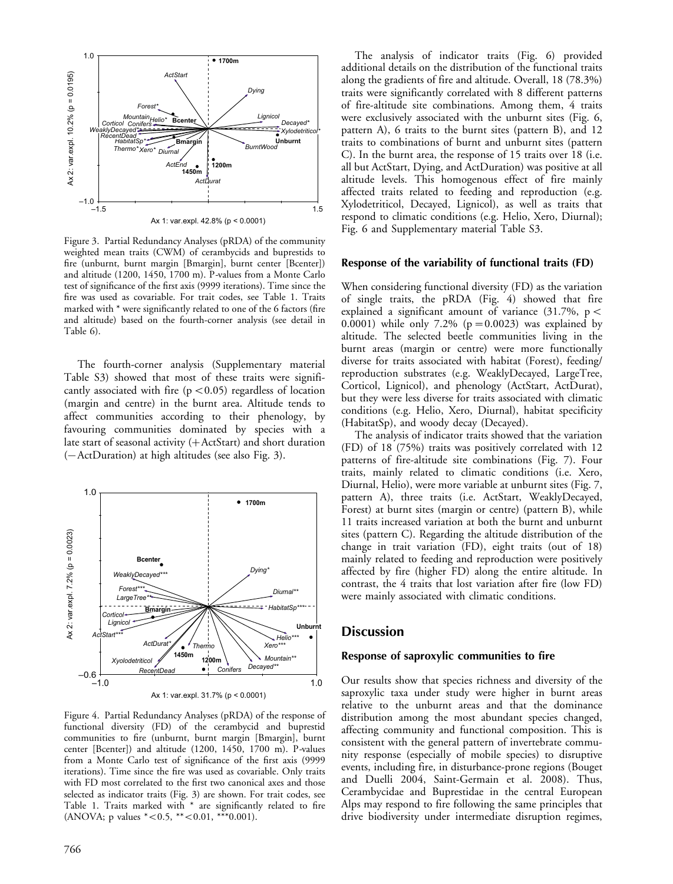Figure 3. Partial Redundancy Analyses (pRDA) of the community weighted mean traits (CWM) of cerambycids and buprestids to fire (unburnt, burnt margin [Bmargin], burnt center [Bcenter]) and altitude (1200, 1450, 1700 m). P-values from a Monte Carlo test of significance of the first axis (9999 iterations). Time since the fire was used as covariable. For trait codes, see Table 1. Traits marked with * were significantly related to one of the 6 factors (fire and altitude) based on the fourth-corner analysis (see detail in Table 6).

The fourth-corner analysis (Supplementary material Table S3) showed that most of these traits were significantly associated with fire ($p < 0.05$) regardless of location (margin and centre) in the burnt area. Altitude tends to affect communities according to their phenology, by favouring communities dominated by species with a late start of seasonal activity (+ActStart) and short duration (−ActDuration) at high altitudes (see also Fig. 3).

Figure 4. Partial Redundancy Analyses (pRDA) of the response of functional diversity (FD) of the cerambycid and buprestid communities to fire (unburnt, burnt margin [Bmargin], burnt center [Bcenter]) and altitude (1200, 1450, 1700 m). P-values from a Monte Carlo test of significance of the first axis (9999 iterations). Time since the fire was used as covariable. Only traits with FD most correlated to the first two canonical axes and those selected as indicator traits (Fig. 3) are shown. For trait codes, see Table 1. Traits marked with * are significantly related to fire (ANOVA; p values *<0.5, **<0.01, ***0.001).

The analysis of indicator traits (Fig. 6) provided additional details on the distribution of the functional traits along the gradients of fire and altitude. Overall, 18 (78.3%) traits were significantly correlated with 8 different patterns of fire-altitude site combinations. Among them, 4 traits were exclusively associated with the unburnt sites (Fig. 6, pattern A), 6 traits to the burnt sites (pattern B), and 12 traits to combinations of burnt and unburnt sites (pattern C). In the burnt area, the response of 15 traits over 18 (i.e. all but ActStart, Dying, and ActDuration) was positive at all altitude levels. This homogenous effect of fire mainly affected traits related to feeding and reproduction (e.g. Xylodetriticol, Decayed, Lignicol), as well as traits that respond to climatic conditions (e.g. Helio, Xero, Diurnal); Fig. 6 and Supplementary material Table S3.

### Response of the variability of functional traits (FD)

When considering functional diversity (FD) as the variation of single traits, the pRDA (Fig. 4) showed that fire explained a significant amount of variance (31.7%, $p < 0.0001$) while only 7.2% ($p = 0.0023$) was explained by altitude. The selected beetle communities living in the burnt areas (margin or centre) were more functionally diverse for traits associated with habitat (Forest), feeding/reproduction substrates (e.g. WeaklyDecayed, LargeTree, Corticol, Lignicol), and phenology (ActStart, ActDurat), but they were less diverse for traits associated with climatic conditions (e.g. Helio, Xero, Diurnal), habitat specificity (HabitatSp), and woody decay (Decayed).

The analysis of indicator traits showed that the variation (FD) of 18 (75%) traits was positively correlated with 12 patterns of fire-altitude site combinations (Fig. 7). Four traits, mainly related to climatic conditions (i.e. Xero, Diurnal, Helio), were more variable at unburnt sites (Fig. 7, pattern A), three traits (i.e. ActStart, WeaklyDecayed, Forest) at burnt sites (margin or centre) (pattern B), while 11 traits increased variation at both the burnt and unburnt sites (pattern C). Regarding the altitude distribution of the change in trait variation (FD), eight traits (out of 18) mainly related to feeding and reproduction were positively affected by fire (higher FD) along the entire altitude. In contrast, the 4 traits that lost variation after fire (low FD) were mainly associated with climatic conditions.

## Discussion

### Response of saproxylic communities to fire

Our results show that species richness and diversity of the saproxylic taxa under study were higher in burnt areas relative to the unburnt areas and that the dominance distribution among the most abundant species changed, affecting community and functional composition. This is consistent with the general pattern of invertebrate community response (especially of mobile species) to disruptive events, including fire, in disturbance-prone regions (Bouget and Duelli 2004, Saint-Germain et al. 2008). Thus, Cerambycidae and Buprestidae in the central European Alps may respond to fire following the same principles that drive biodiversity under intermediate disruption regimes,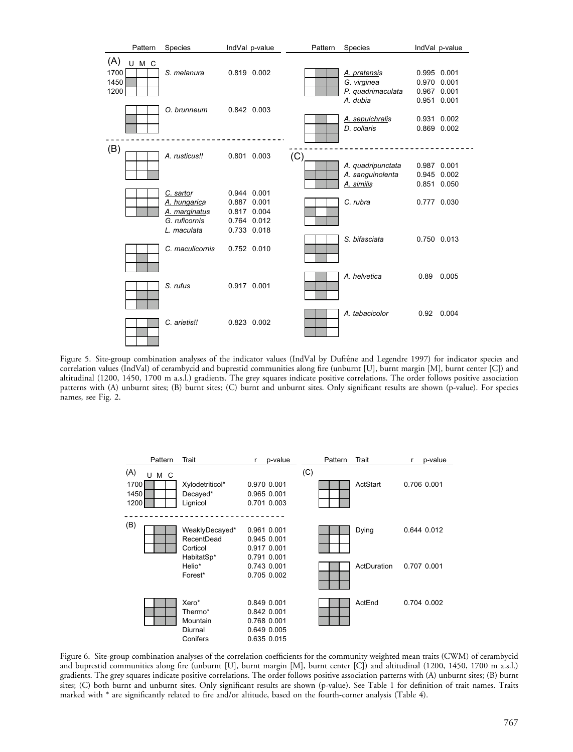| Pattern | Species | IndVal | p-value |
|---|---|---|---|
| **(A)** | | | |
| | *S. melanura* | 0.819 | 0.002 |
| | *O. brunneum* | 0.842 | 0.003 |
| **(B)** | | | |
| | *A. rusticus!!* | 0.801 | 0.003 |
| | *C. sartor* | 0.944 | 0.001 |
| | *A. hungarica* | 0.887 | 0.001 |
| | *A. marginatus* | 0.817 | 0.004 |
| | *G. ruficornis* | 0.764 | 0.012 |
| | *L. maculata* | 0.733 | 0.018 |
| | *C. maculicornis* | 0.752 | 0.010 |
| | *S. rufus* | 0.917 | 0.001 |
| | *C. arietis!!* | 0.823 | 0.002 |
| | *A. pratensis* | 0.995 | 0.001 |
| | *G. virginea* | 0.970 | 0.001 |
| | *P. quadrimaculata* | 0.967 | 0.001 |
| | *A. dubia* | 0.951 | 0.001 |
| | *A. sepulchralis* | 0.931 | 0.002 |
| | *D. collaris* | 0.869 | 0.002 |
| **(C)** | | | |
| | *A. quadripunctata* | 0.987 | 0.001 |
| | *A. sanguinolenta* | 0.945 | 0.002 |
| | *A. similis* | 0.851 | 0.050 |
| | *C. rubra* | 0.777 | 0.030 |
| | *S. bifasciata* | 0.750 | 0.013 |
| | *A. helvetica* | 0.89 | 0.005 |
| | *A. tabacicolor* | 0.92 | 0.004 |

Figure 5. Site-group combination analyses of the indicator values (IndVal by Dufrêne and Legendre 1997) for indicator species and correlation values (IndVal) of cerambycid and buprestid communities along fire (unburnt [U], burnt margin [M], burnt center [C]) and altitudinal (1200, 1450, 1700 m a.s.l.) gradients. The grey squares indicate positive correlations. The order follows positive association patterns with (A) unburnt sites; (B) burnt sites; (C) burnt and unburnt sites. Only significant results are shown (p-value). For species names, see Fig. 2.

| Pattern | Trait | r | p-value |
|---|---|---|---|
| **(A)** | | | |
| | Xylodetriticol* | 0.970 | 0.001 |
| | Decayed* | 0.965 | 0.001 |
| | Lignicol | 0.701 | 0.003 |
| **(B)** | | | |
| | WeaklyDecayed* | 0.961 | 0.001 |
| | RecentDead | 0.945 | 0.001 |
| | Corticol | 0.917 | 0.001 |
| | HabitatSp* | 0.791 | 0.001 |
| | Helio* | 0.743 | 0.001 |
| | Forest* | 0.705 | 0.002 |
| | Xero* | 0.849 | 0.001 |
| | Thermo* | 0.842 | 0.001 |
| | Mountain | 0.768 | 0.001 |
| | Diurnal | 0.649 | 0.005 |
| | Conifers | 0.635 | 0.015 |
| **(C)** | | | |
| | ActStart | 0.706 | 0.001 |
| | Dying | 0.644 | 0.012 |
| | ActDuration | 0.707 | 0.001 |
| | ActEnd | 0.704 | 0.002 |

Figure 6. Site-group combination analyses of the correlation coefficients for the community weighted mean traits (CWM) of cerambycid and buprestid communities along fire (unburnt [U], burnt margin [M], burnt center [C]) and altitudinal (1200, 1450, 1700 m a.s.l.) gradients. The grey squares indicate positive correlations. The order follows positive association patterns with (A) unburnt sites; (B) burnt sites; (C) both burnt and unburnt sites. Only significant results are shown (p-value). See Table 1 for definition of trait names. Traits marked with * are significantly related to fire and/or altitude, based on the fourth-corner analysis (Table 4).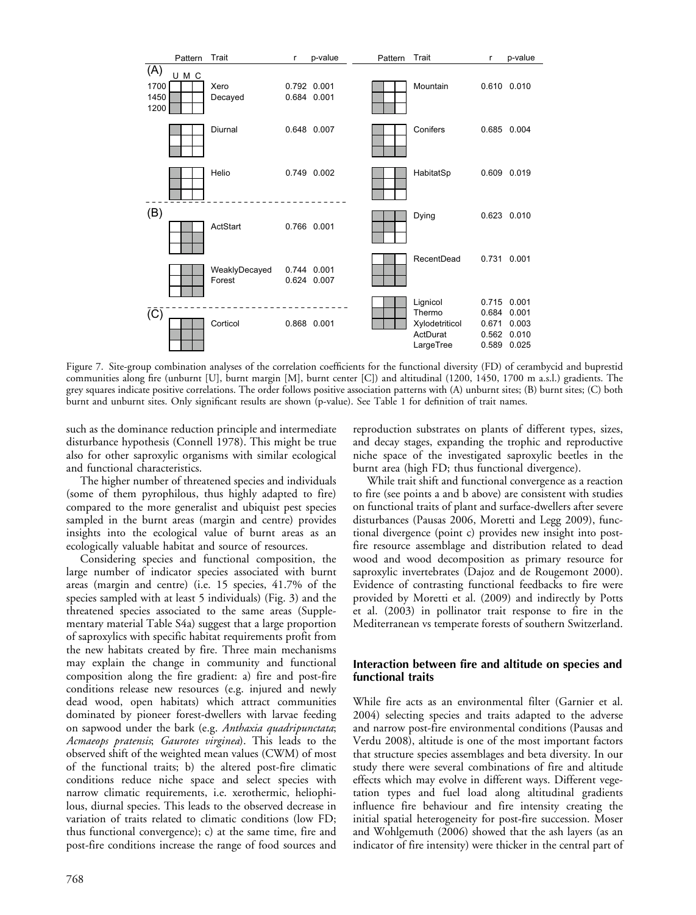| Pattern | Trait | r | p-value |
|---|---|---|---|
| **(A)** | | | |
| | Xero | 0.792 | 0.001 |
| | Decayed | 0.684 | 0.001 |
| | Diurnal | 0.648 | 0.007 |
| | Helio | 0.749 | 0.002 |
| | Mountain | 0.610 | 0.010 |
| | Conifers | 0.685 | 0.004 |
| | HabitatSp | 0.609 | 0.019 |
| **(B)** | | | |
| | ActStart | 0.766 | 0.001 |
| | WeaklyDecayed | 0.744 | 0.001 |
| | Forest | 0.624 | 0.007 |
| | Dying | 0.623 | 0.010 |
| | RecentDead | 0.731 | 0.001 |
| | Lignicol | 0.715 | 0.001 |
| | Thermo | 0.684 | 0.001 |
| | Xylodetriticol | 0.671 | 0.003 |
| | ActDurat | 0.562 | 0.010 |
| | LargeTree | 0.589 | 0.025 |
| **(C)** | | | |
| | Corticol | 0.868 | 0.001 |

Figure 7. Site-group combination analyses of the correlation coefficients for the functional diversity (FD) of cerambycid and buprestid communities along fire (unburnt [U], burnt margin [M], burnt center [C]) and altitudinal (1200, 1450, 1700 m a.s.l.) gradients. The grey squares indicate positive correlations. The order follows positive association patterns with (A) unburnt sites; (B) burnt sites; (C) both burnt and unburnt sites. Only significant results are shown (p-value). See Table 1 for definition of trait names.

such as the dominance reduction principle and intermediate disturbance hypothesis (Connell 1978). This might be true also for other saproxylic organisms with similar ecological and functional characteristics.

The higher number of threatened species and individuals (some of them pyrophilous, thus highly adapted to fire) compared to the more generalist and ubiquist pest species sampled in the burnt areas (margin and centre) provides insights into the ecological value of burnt areas as an ecologically valuable habitat and source of resources.

Considering species and functional composition, the large number of indicator species associated with burnt areas (margin and centre) (i.e. 15 species, 41.7% of the species sampled with at least 5 individuals) (Fig. 3) and the threatened species associated to the same areas (Supplementary material Table S4a) suggest that a large proportion of saproxylics with specific habitat requirements profit from the new habitats created by fire. Three main mechanisms may explain the change in community and functional composition along the fire gradient: a) fire and post-fire conditions release new resources (e.g. injured and newly dead wood, open habitats) which attract communities dominated by pioneer forest-dwellers with larvae feeding on sapwood under the bark (e.g. *Anthaxia quadripunctata*; *Acmaeops pratensis*; *Gaurotes virginea*). This leads to the observed shift of the weighted mean values (CWM) of most of the functional traits; b) the altered post-fire climatic conditions reduce niche space and select species with narrow climatic requirements, i.e. xerothermic, heliophilous, diurnal species. This leads to the observed decrease in variation of traits related to climatic conditions (low FD; thus functional convergence); c) at the same time, fire and post-fire conditions increase the range of food sources and reproduction substrates on plants of different types, sizes, and decay stages, expanding the trophic and reproductive niche space of the investigated saproxylic beetles in the burnt area (high FD; thus functional divergence).

While trait shift and functional convergence as a reaction to fire (see points a and b above) are consistent with studies on functional traits of plant and surface-dwellers after severe disturbances (Pausas 2006, Moretti and Legg 2009), functional divergence (point c) provides new insight into post-fire resource assemblage and distribution related to dead wood and wood decomposition as primary resource for saproxylic invertebrates (Dajoz and de Rougemont 2000). Evidence of contrasting functional feedbacks to fire were provided by Moretti et al. (2009) and indirectly by Potts et al. (2003) in pollinator trait response to fire in the Mediterranean vs temperate forests of southern Switzerland.

## Interaction between fire and altitude on species and functional traits

While fire acts as an environmental filter (Garnier et al. 2004) selecting species and traits adapted to the adverse and narrow post-fire environmental conditions (Pausas and Verdu 2008), altitude is one of the most important factors that structure species assemblages and beta diversity. In our study there were several combinations of fire and altitude effects which may evolve in different ways. Different vegetation types and fuel load along altitudinal gradients influence fire behaviour and fire intensity creating the initial spatial heterogeneity for post-fire succession. Moser and Wohlgemuth (2006) showed that the ash layers (as an indicator of fire intensity) were thicker in the central part of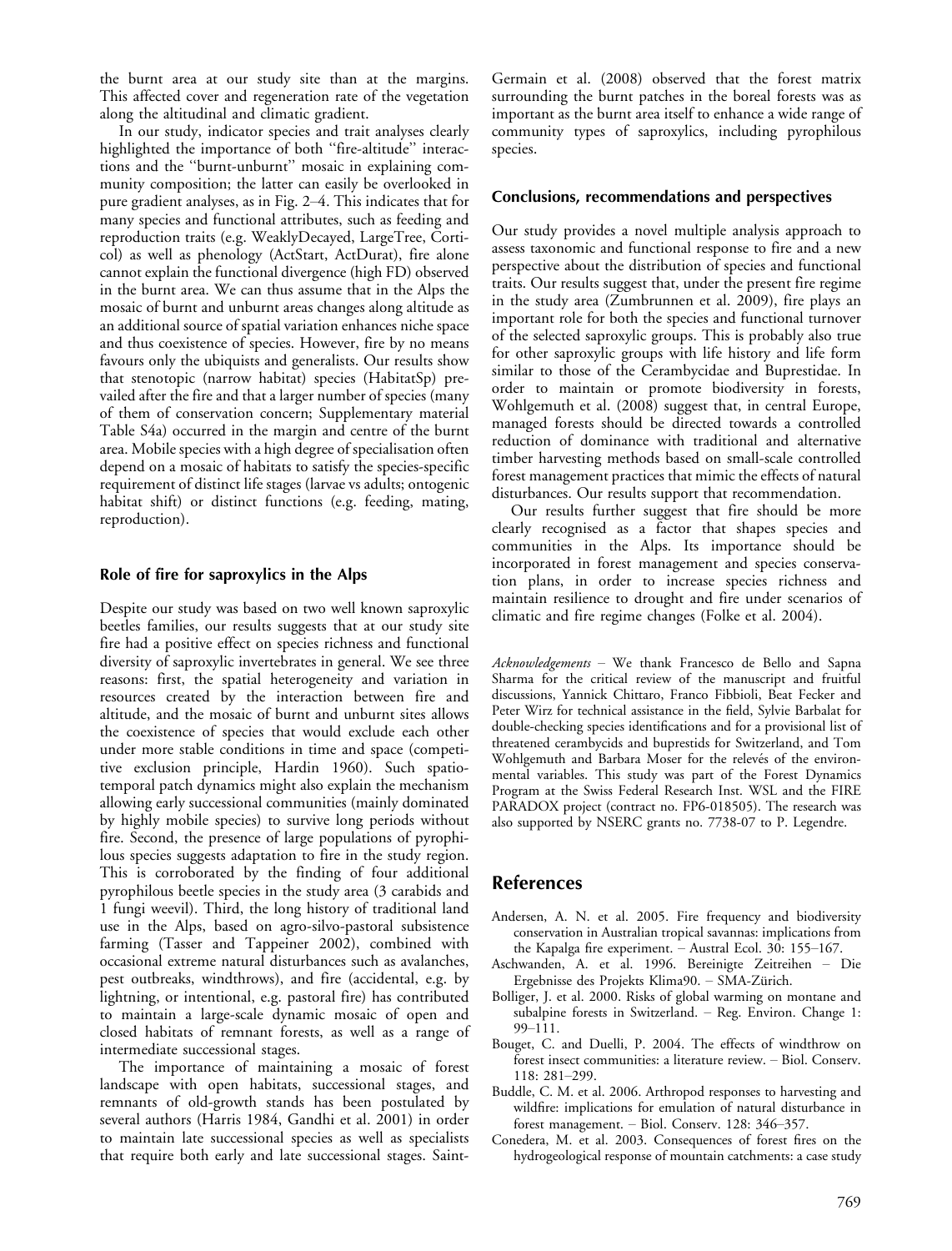the burnt area at our study site than at the margins. This affected cover and regeneration rate of the vegetation along the altitudinal and climatic gradient.

In our study, indicator species and trait analyses clearly highlighted the importance of both "fire-altitude" interactions and the "burnt-unburnt" mosaic in explaining community composition; the latter can easily be overlooked in pure gradient analyses, as in Fig. 2–4. This indicates that for many species and functional attributes, such as feeding and reproduction traits (e.g. WeaklyDecayed, LargeTree, Corticol) as well as phenology (ActStart, ActDurat), fire alone cannot explain the functional divergence (high FD) observed in the burnt area. We can thus assume that in the Alps the mosaic of burnt and unburnt areas changes along altitude as an additional source of spatial variation enhances niche space and thus coexistence of species. However, fire by no means favours only the ubiquists and generalists. Our results show that stenotopic (narrow habitat) species (HabitatSp) prevailed after the fire and that a larger number of species (many of them of conservation concern; Supplementary material Table S4a) occurred in the margin and centre of the burnt area. Mobile species with a high degree of specialisation often depend on a mosaic of habitats to satisfy the species-specific requirement of distinct life stages (larvae vs adults; ontogenic habitat shift) or distinct functions (e.g. feeding, mating, reproduction).

### Role of fire for saproxylics in the Alps

Despite our study was based on two well known saproxylic beetles families, our results suggests that at our study site fire had a positive effect on species richness and functional diversity of saproxylic invertebrates in general. We see three reasons: first, the spatial heterogeneity and variation in resources created by the interaction between fire and altitude, and the mosaic of burnt and unburnt sites allows the coexistence of species that would exclude each other under more stable conditions in time and space (competitive exclusion principle, Hardin 1960). Such spatio-temporal patch dynamics might also explain the mechanism allowing early successional communities (mainly dominated by highly mobile species) to survive long periods without fire. Second, the presence of large populations of pyrophilous species suggests adaptation to fire in the study region. This is corroborated by the finding of four additional pyrophilous beetle species in the study area (3 carabids and 1 fungi weevil). Third, the long history of traditional land use in the Alps, based on agro-silvo-pastoral subsistence farming (Tasser and Tappeiner 2002), combined with occasional extreme natural disturbances such as avalanches, pest outbreaks, windthrows), and fire (accidental, e.g. by lightning, or intentional, e.g. pastoral fire) has contributed to maintain a large-scale dynamic mosaic of open and closed habitats of remnant forests, as well as a range of intermediate successional stages.

The importance of maintaining a mosaic of forest landscape with open habitats, successional stages, and remnants of old-growth stands has been postulated by several authors (Harris 1984, Gandhi et al. 2001) in order to maintain late successional species as well as specialists that require both early and late successional stages. Saint-Germain et al. (2008) observed that the forest matrix surrounding the burnt patches in the boreal forests was as important as the burnt area itself to enhance a wide range of community types of saproxylics, including pyrophilous species.

### Conclusions, recommendations and perspectives

Our study provides a novel multiple analysis approach to assess taxonomic and functional response to fire and a new perspective about the distribution of species and functional traits. Our results suggest that, under the present fire regime in the study area (Zumbrunnen et al. 2009), fire plays an important role for both the species and functional turnover of the selected saproxylic groups. This is probably also true for other saproxylic groups with life history and life form similar to those of the Cerambycidae and Buprestidae. In order to maintain or promote biodiversity in forests, Wohlgemuth et al. (2008) suggest that, in central Europe, managed forests should be directed towards a controlled reduction of dominance with traditional and alternative timber harvesting methods based on small-scale controlled forest management practices that mimic the effects of natural disturbances. Our results support that recommendation.

Our results further suggest that fire should be more clearly recognised as a factor that shapes species and communities in the Alps. Its importance should be incorporated in forest management and species conservation plans, in order to increase species richness and maintain resilience to drought and fire under scenarios of climatic and fire regime changes (Folke et al. 2004).

*Acknowledgements* – We thank Francesco de Bello and Sapna Sharma for the critical review of the manuscript and fruitful discussions, Yannick Chittaro, Franco Fibbioli, Beat Fecker and Peter Wirz for technical assistance in the field, Sylvie Barbalat for double-checking species identifications and for a provisional list of threatened cerambycids and buprestids for Switzerland, and Tom Wohlgemuth and Barbara Moser for the relevés of the environmental variables. This study was part of the Forest Dynamics Program at the Swiss Federal Research Inst. WSL and the FIRE PARADOX project (contract no. FP6-018505). The research was also supported by NSERC grants no. 7738-07 to P. Legendre.

## References

Andersen, A. N. et al. 2005. Fire frequency and biodiversity conservation in Australian tropical savannas: implications from the Kapalga fire experiment. – Austral Ecol. 30: 155–167.

Aschwanden, A. et al. 1996. Bereinigte Zeitreihen – Die Ergebnisse des Projekts Klima90. – SMA-Zürich.

Bolliger, J. et al. 2000. Risks of global warming on montane and subalpine forests in Switzerland. – Reg. Environ. Change 1: 99–111.

Bouget, C. and Duelli, P. 2004. The effects of windthrow on forest insect communities: a literature review. – Biol. Conserv. 118: 281–299.

Buddle, C. M. et al. 2006. Arthropod responses to harvesting and wildfire: implications for emulation of natural disturbance in forest management. – Biol. Conserv. 128: 346–357.

Conedera, M. et al. 2003. Consequences of forest fires on the hydrogeological response of mountain catchments: a case study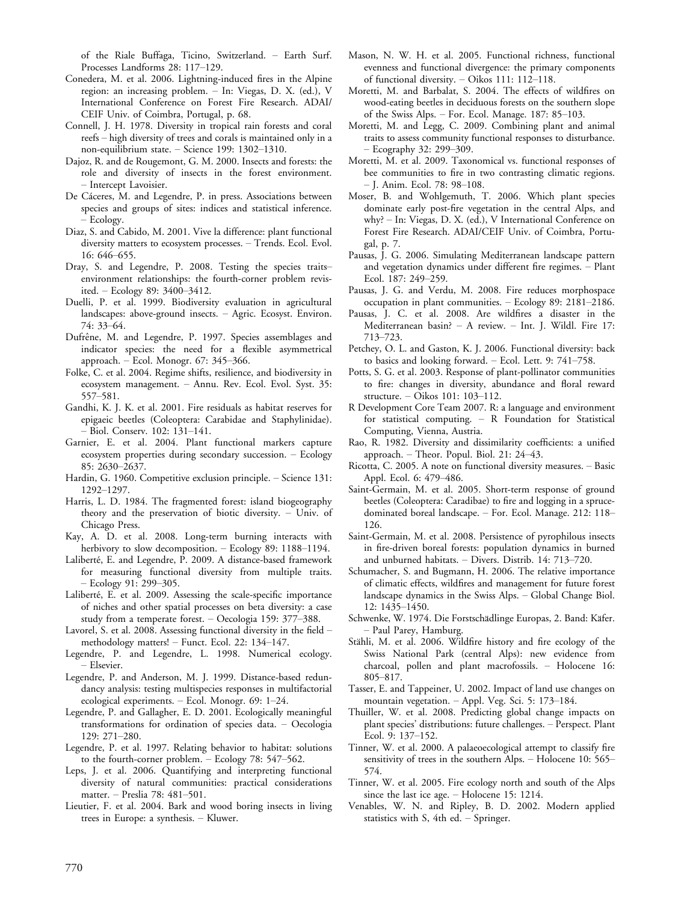of the Riale Buffaga, Ticino, Switzerland. – Earth Surf. Processes Landforms 28: 117–129.

Conedera, M. et al. 2006. Lightning-induced fires in the Alpine region: an increasing problem. – In: Viegas, D. X. (ed.), V International Conference on Forest Fire Research. ADAI/CEIF Univ. of Coimbra, Portugal, p. 68.

Connell, J. H. 1978. Diversity in tropical rain forests and coral reefs – high diversity of trees and corals is maintained only in a non-equilibrium state. – Science 199: 1302–1310.

Dajoz, R. and de Rougemont, G. M. 2000. Insects and forests: the role and diversity of insects in the forest environment. – Intercept Lavoisier.

De Cáceres, M. and Legendre, P. in press. Associations between species and groups of sites: indices and statistical inference. – Ecology.

Diaz, S. and Cabido, M. 2001. Vive la difference: plant functional diversity matters to ecosystem processes. – Trends. Ecol. Evol. 16: 646–655.

Dray, S. and Legendre, P. 2008. Testing the species traits–environment relationships: the fourth-corner problem revisited. – Ecology 89: 3400–3412.

Duelli, P. et al. 1999. Biodiversity evaluation in agricultural landscapes: above-ground insects. – Agric. Ecosyst. Environ. 74: 33–64.

Dufrêne, M. and Legendre, P. 1997. Species assemblages and indicator species: the need for a flexible asymmetrical approach. – Ecol. Monogr. 67: 345–366.

Folke, C. et al. 2004. Regime shifts, resilience, and biodiversity in ecosystem management. – Annu. Rev. Ecol. Evol. Syst. 35: 557–581.

Gandhi, K. J. K. et al. 2001. Fire residuals as habitat reserves for epigaeic beetles (Coleoptera: Carabidae and Staphylinidae). – Biol. Conserv. 102: 131–141.

Garnier, E. et al. 2004. Plant functional markers capture ecosystem properties during secondary succession. – Ecology 85: 2630–2637.

Hardin, G. 1960. Competitive exclusion principle. – Science 131: 1292–1297.

Harris, L. D. 1984. The fragmented forest: island biogeography theory and the preservation of biotic diversity. – Univ. of Chicago Press.

Kay, A. D. et al. 2008. Long-term burning interacts with herbivory to slow decomposition. – Ecology 89: 1188–1194.

Laliberté, E. and Legendre, P. 2009. A distance-based framework for measuring functional diversity from multiple traits. – Ecology 91: 299–305.

Laliberté, E. et al. 2009. Assessing the scale-specific importance of niches and other spatial processes on beta diversity: a case study from a temperate forest. – Oecologia 159: 377–388.

Lavorel, S. et al. 2008. Assessing functional diversity in the field – methodology matters! – Funct. Ecol. 22: 134–147.

Legendre, P. and Legendre, L. 1998. Numerical ecology. – Elsevier.

Legendre, P. and Anderson, M. J. 1999. Distance-based redundancy analysis: testing multispecies responses in multifactorial ecological experiments. – Ecol. Monogr. 69: 1–24.

Legendre, P. and Gallagher, E. D. 2001. Ecologically meaningful transformations for ordination of species data. – Oecologia 129: 271–280.

Legendre, P. et al. 1997. Relating behavior to habitat: solutions to the fourth-corner problem. – Ecology 78: 547–562.

Leps, J. et al. 2006. Quantifying and interpreting functional diversity of natural communities: practical considerations matter. – Preslia 78: 481–501.

Lieutier, F. et al. 2004. Bark and wood boring insects in living trees in Europe: a synthesis. – Kluwer.

Mason, N. W. H. et al. 2005. Functional richness, functional evenness and functional divergence: the primary components of functional diversity. – Oikos 111: 112–118.

Moretti, M. and Barbalat, S. 2004. The effects of wildfires on wood-eating beetles in deciduous forests on the southern slope of the Swiss Alps. – For. Ecol. Manage. 187: 85–103.

Moretti, M. and Legg, C. 2009. Combining plant and animal traits to assess community functional responses to disturbance. – Ecography 32: 299–309.

Moretti, M. et al. 2009. Taxonomical vs. functional responses of bee communities to fire in two contrasting climatic regions. – J. Anim. Ecol. 78: 98–108.

Moser, B. and Wohlgemuth, T. 2006. Which plant species dominate early post-fire vegetation in the central Alps, and why? – In: Viegas, D. X. (ed.), V International Conference on Forest Fire Research. ADAI/CEIF Univ. of Coimbra, Portugal, p. 7.

Pausas, J. G. 2006. Simulating Mediterranean landscape pattern and vegetation dynamics under different fire regimes. – Plant Ecol. 187: 249–259.

Pausas, J. G. and Verdu, M. 2008. Fire reduces morphospace occupation in plant communities. – Ecology 89: 2181–2186.

Pausas, J. C. et al. 2008. Are wildfires a disaster in the Mediterranean basin? – A review. – Int. J. Wildl. Fire 17: 713–723.

Petchey, O. L. and Gaston, K. J. 2006. Functional diversity: back to basics and looking forward. – Ecol. Lett. 9: 741–758.

Potts, S. G. et al. 2003. Response of plant-pollinator communities to fire: changes in diversity, abundance and floral reward structure. – Oikos 101: 103–112.

R Development Core Team 2007. R: a language and environment for statistical computing. – R Foundation for Statistical Computing, Vienna, Austria.

Rao, R. 1982. Diversity and dissimilarity coefficients: a unified approach. – Theor. Popul. Biol. 21: 24–43.

Ricotta, C. 2005. A note on functional diversity measures. – Basic Appl. Ecol. 6: 479–486.

Saint-Germain, M. et al. 2005. Short-term response of ground beetles (Coleoptera: Caradibae) to fire and logging in a spruce-dominated boreal landscape. – For. Ecol. Manage. 212: 118–126.

Saint-Germain, M. et al. 2008. Persistence of pyrophilous insects in fire-driven boreal forests: population dynamics in burned and unburned habitats. – Divers. Distrib. 14: 713–720.

Schumacher, S. and Bugmann, H. 2006. The relative importance of climatic effects, wildfires and management for future forest landscape dynamics in the Swiss Alps. – Global Change Biol. 12: 1435–1450.

Schwenke, W. 1974. Die Forstschädlinge Europas, 2. Band: Käfer. – Paul Parey, Hamburg.

Stähli, M. et al. 2006. Wildfire history and fire ecology of the Swiss National Park (central Alps): new evidence from charcoal, pollen and plant macrofossils. – Holocene 16: 805–817.

Tasser, E. and Tappeiner, U. 2002. Impact of land use changes on mountain vegetation. – Appl. Veg. Sci. 5: 173–184.

Thuiller, W. et al. 2008. Predicting global change impacts on plant species' distributions: future challenges. – Perspect. Plant Ecol. 9: 137–152.

Tinner, W. et al. 2000. A palaeoecological attempt to classify fire sensitivity of trees in the southern Alps. – Holocene 10: 565–574.

Tinner, W. et al. 2005. Fire ecology north and south of the Alps since the last ice age. – Holocene 15: 1214.

Venables, W. N. and Ripley, B. D. 2002. Modern applied statistics with S, 4th ed. – Springer.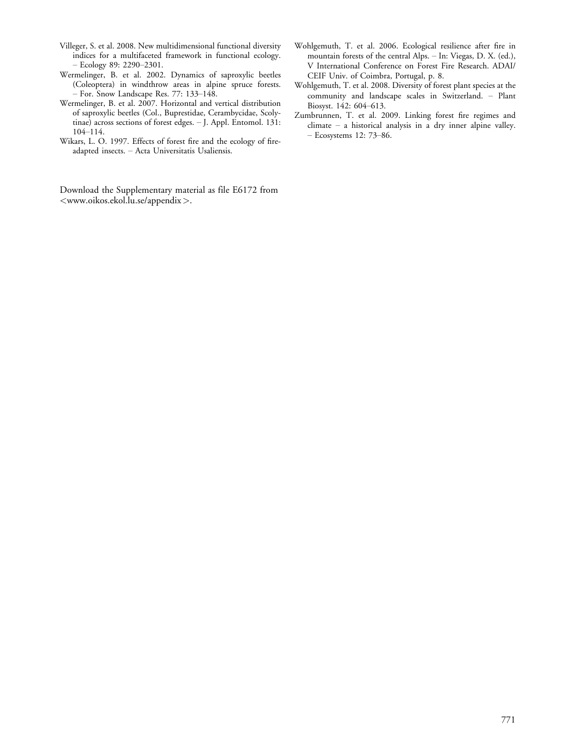Villeger, S. et al. 2008. New multidimensional functional diversity indices for a multifaceted framework in functional ecology. – Ecology 89: 2290–2301.

Wermelinger, B. et al. 2002. Dynamics of saproxylic beetles (Coleoptera) in windthrow areas in alpine spruce forests. – For. Snow Landscape Res. 77: 133–148.

Wermelinger, B. et al. 2007. Horizontal and vertical distribution of saproxylic beetles (Col., Buprestidae, Cerambycidae, Scolytinae) across sections of forest edges. – J. Appl. Entomol. 131: 104–114.

Wikars, L. O. 1997. Effects of forest fire and the ecology of fire-adapted insects. – Acta Universitatis Usaliensis.

Wohlgemuth, T. et al. 2006. Ecological resilience after fire in mountain forests of the central Alps. – In: Viegas, D. X. (ed.), V International Conference on Forest Fire Research. ADAI/CEIF Univ. of Coimbra, Portugal, p. 8.

Wohlgemuth, T. et al. 2008. Diversity of forest plant species at the community and landscape scales in Switzerland. – Plant Biosyst. 142: 604–613.

Zumbrunnen, T. et al. 2009. Linking forest fire regimes and climate – a historical analysis in a dry inner alpine valley. – Ecosystems 12: 73–86.

Download the Supplementary material as file E6172 from <www.oikos.ekol.lu.se/appendix>.